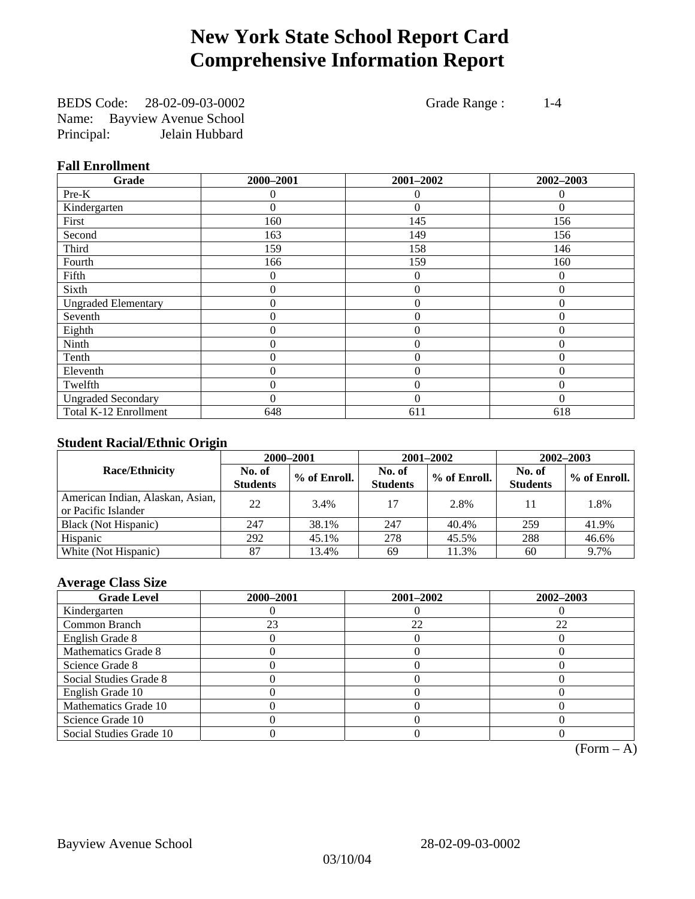# New York State School Report Card
# Comprehensive Information Report

BEDS Code: 28-02-09-03-0002 Grade Range : 1-4
Name: Bayview Avenue School
Principal: Jelain Hubbard

### Fall Enrollment

| Grade | 2000–2001 | 2001–2002 | 2002–2003 |
|---|---|---|---|
| Pre-K | 0 | 0 | 0 |
| Kindergarten | 0 | 0 | 0 |
| First | 160 | 145 | 156 |
| Second | 163 | 149 | 156 |
| Third | 159 | 158 | 146 |
| Fourth | 166 | 159 | 160 |
| Fifth | 0 | 0 | 0 |
| Sixth | 0 | 0 | 0 |
| Ungraded Elementary | 0 | 0 | 0 |
| Seventh | 0 | 0 | 0 |
| Eighth | 0 | 0 | 0 |
| Ninth | 0 | 0 | 0 |
| Tenth | 0 | 0 | 0 |
| Eleventh | 0 | 0 | 0 |
| Twelfth | 0 | 0 | 0 |
| Ungraded Secondary | 0 | 0 | 0 |
| Total K-12 Enrollment | 648 | 611 | 618 |

### Student Racial/Ethnic Origin

| Race/Ethnicity | 2000–2001 | | 2001–2002 | | 2002–2003 | |
|---|---|---|---|---|---|---|
| | No. of Students | % of Enroll. | No. of Students | % of Enroll. | No. of Students | % of Enroll. |
| American Indian, Alaskan, Asian, or Pacific Islander | 22 | 3.4% | 17 | 2.8% | 11 | 1.8% |
| Black (Not Hispanic) | 247 | 38.1% | 247 | 40.4% | 259 | 41.9% |
| Hispanic | 292 | 45.1% | 278 | 45.5% | 288 | 46.6% |
| White (Not Hispanic) | 87 | 13.4% | 69 | 11.3% | 60 | 9.7% |

### Average Class Size

| Grade Level | 2000–2001 | 2001–2002 | 2002–2003 |
|---|---|---|---|
| Kindergarten | 0 | 0 | 0 |
| Common Branch | 23 | 22 | 22 |
| English Grade 8 | 0 | 0 | 0 |
| Mathematics Grade 8 | 0 | 0 | 0 |
| Science Grade 8 | 0 | 0 | 0 |
| Social Studies Grade 8 | 0 | 0 | 0 |
| English Grade 10 | 0 | 0 | 0 |
| Mathematics Grade 10 | 0 | 0 | 0 |
| Science Grade 10 | 0 | 0 | 0 |
| Social Studies Grade 10 | 0 | 0 | 0 |

(Form – A)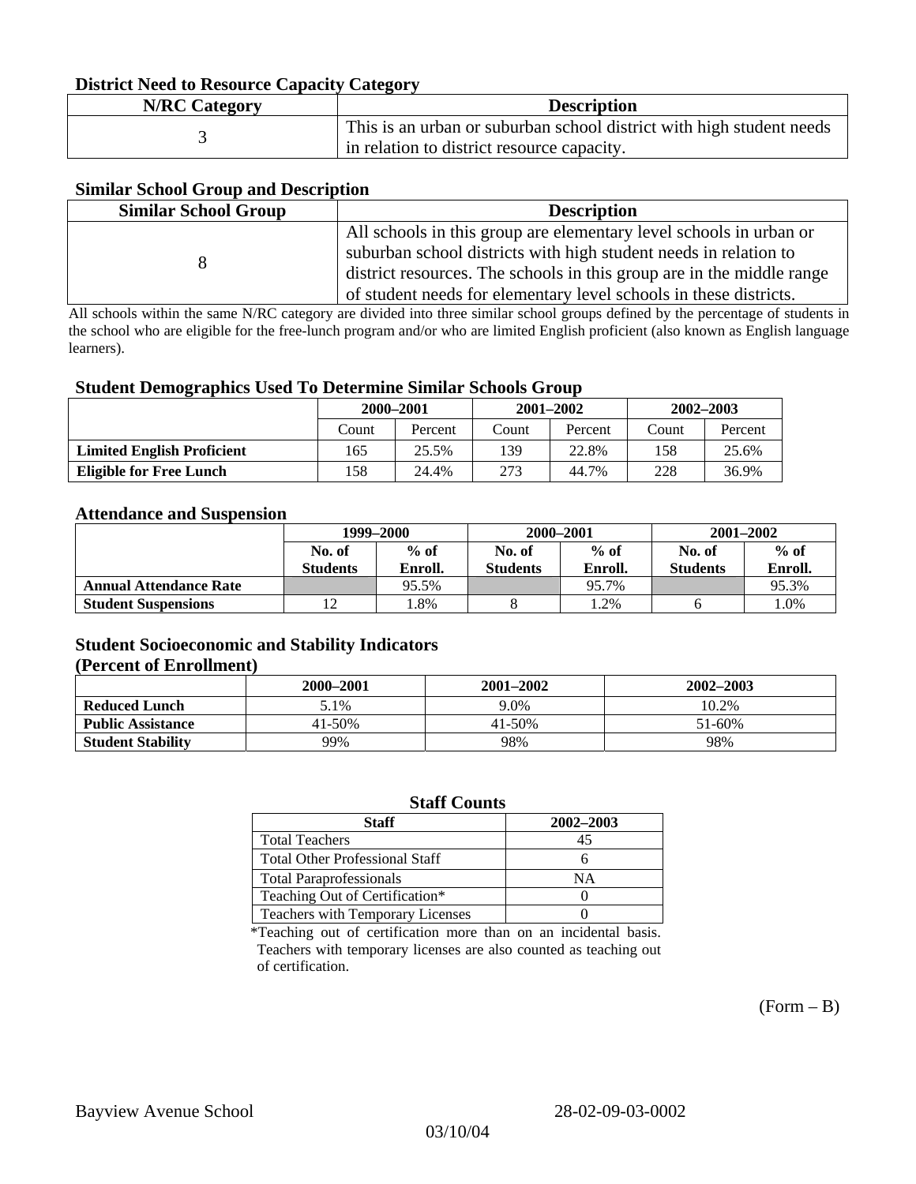### District Need to Resource Capacity Category

| N/RC Category | Description |
|---|---|
| 3 | This is an urban or suburban school district with high student needs in relation to district resource capacity. |

### Similar School Group and Description

| Similar School Group | Description |
|---|---|
| 8 | All schools in this group are elementary level schools in urban or suburban school districts with high student needs in relation to district resources. The schools in this group are in the middle range of student needs for elementary level schools in these districts. |

All schools within the same N/RC category are divided into three similar school groups defined by the percentage of students in the school who are eligible for the free-lunch program and/or who are limited English proficient (also known as English language learners).

### Student Demographics Used To Determine Similar Schools Group

| | 2000–2001 | | 2001–2002 | | 2002–2003 | |
|---|---|---|---|---|---|---|
| | Count | Percent | Count | Percent | Count | Percent |
| **Limited English Proficient** | 165 | 25.5% | 139 | 22.8% | 158 | 25.6% |
| **Eligible for Free Lunch** | 158 | 24.4% | 273 | 44.7% | 228 | 36.9% |

### Attendance and Suspension

| | 1999–2000 | | 2000–2001 | | 2001–2002 | |
|---|---|---|---|---|---|---|
| | No. of Students | % of Enroll. | No. of Students | % of Enroll. | No. of Students | % of Enroll. |
| **Annual Attendance Rate** | | 95.5% | | 95.7% | | 95.3% |
| **Student Suspensions** | 12 | 1.8% | 8 | 1.2% | 6 | 1.0% |

### Student Socioeconomic and Stability Indicators (Percent of Enrollment)

| | 2000–2001 | 2001–2002 | 2002–2003 |
|---|---|---|---|
| **Reduced Lunch** | 5.1% | 9.0% | 10.2% |
| **Public Assistance** | 41-50% | 41-50% | 51-60% |
| **Student Stability** | 99% | 98% | 98% |

### Staff Counts

| Staff | 2002–2003 |
|---|---|
| Total Teachers | 45 |
| Total Other Professional Staff | 6 |
| Total Paraprofessionals | NA |
| Teaching Out of Certification* | 0 |
| Teachers with Temporary Licenses | 0 |

*Teaching out of certification more than on an incidental basis. Teachers with temporary licenses are also counted as teaching out of certification.

(Form – B)

Bayview Avenue School 28-02-09-03-0002

03/10/04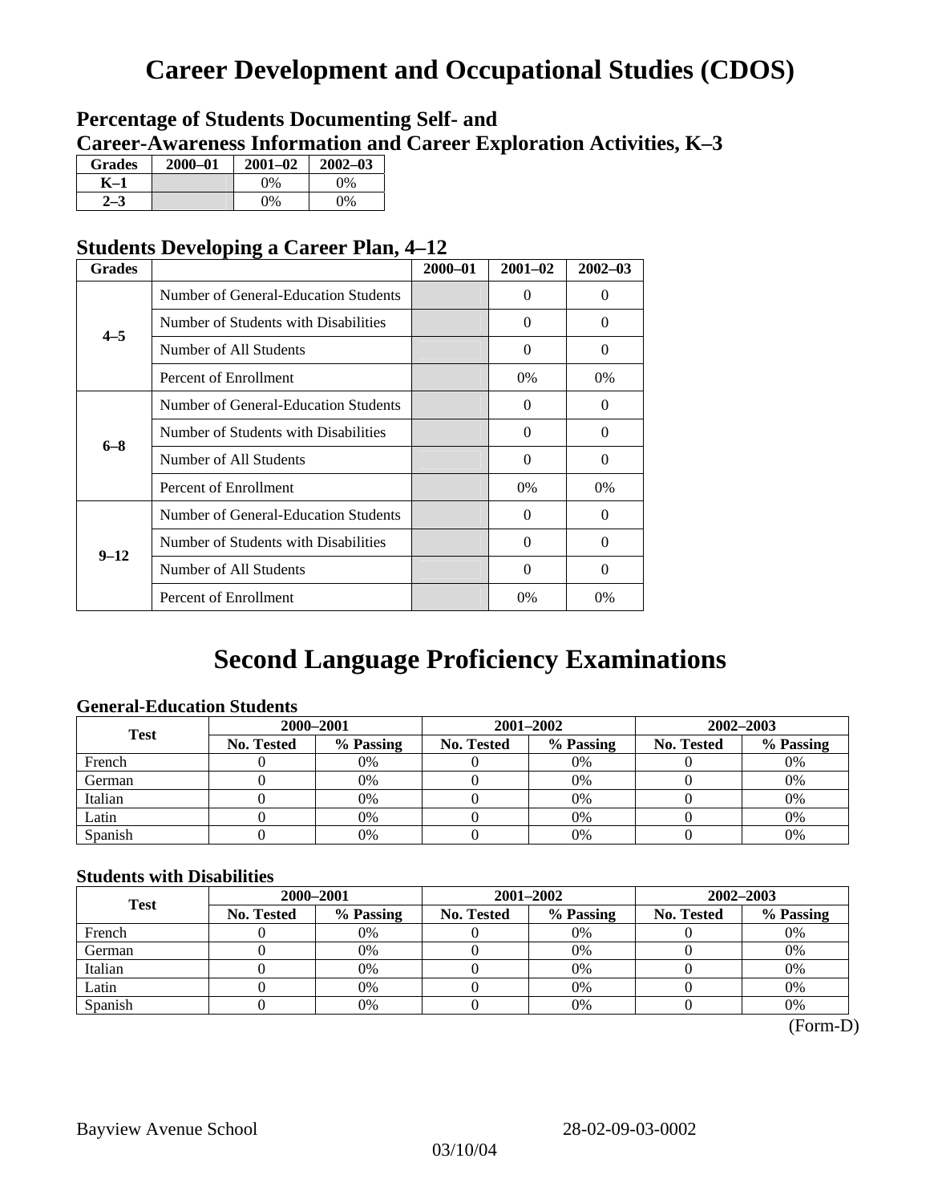# Career Development and Occupational Studies (CDOS)

## Percentage of Students Documenting Self- and Career-Awareness Information and Career Exploration Activities, K–3

| Grades | 2000–01 | 2001–02 | 2002–03 |
|---|---|---|---|
| K–1 | | 0% | 0% |
| 2–3 | | 0% | 0% |

## Students Developing a Career Plan, 4–12

| Grades | | 2000–01 | 2001–02 | 2002–03 |
|---|---|---|---|---|
| 4–5 | Number of General-Education Students | | 0 | 0 |
| | Number of Students with Disabilities | | 0 | 0 |
| | Number of All Students | | 0 | 0 |
| | Percent of Enrollment | | 0% | 0% |
| 6–8 | Number of General-Education Students | | 0 | 0 |
| | Number of Students with Disabilities | | 0 | 0 |
| | Number of All Students | | 0 | 0 |
| | Percent of Enrollment | | 0% | 0% |
| 9–12 | Number of General-Education Students | | 0 | 0 |
| | Number of Students with Disabilities | | 0 | 0 |
| | Number of All Students | | 0 | 0 |
| | Percent of Enrollment | | 0% | 0% |

# Second Language Proficiency Examinations

### General-Education Students

| Test | 2000–2001 | | 2001–2002 | | 2002–2003 | |
|---|---|---|---|---|---|---|
| | No. Tested | % Passing | No. Tested | % Passing | No. Tested | % Passing |
| French | 0 | 0% | 0 | 0% | 0 | 0% |
| German | 0 | 0% | 0 | 0% | 0 | 0% |
| Italian | 0 | 0% | 0 | 0% | 0 | 0% |
| Latin | 0 | 0% | 0 | 0% | 0 | 0% |
| Spanish | 0 | 0% | 0 | 0% | 0 | 0% |

### Students with Disabilities

| Test | 2000–2001 | | 2001–2002 | | 2002–2003 | |
|---|---|---|---|---|---|---|
| | No. Tested | % Passing | No. Tested | % Passing | No. Tested | % Passing |
| French | 0 | 0% | 0 | 0% | 0 | 0% |
| German | 0 | 0% | 0 | 0% | 0 | 0% |
| Italian | 0 | 0% | 0 | 0% | 0 | 0% |
| Latin | 0 | 0% | 0 | 0% | 0 | 0% |
| Spanish | 0 | 0% | 0 | 0% | 0 | 0% |

(Form-D)